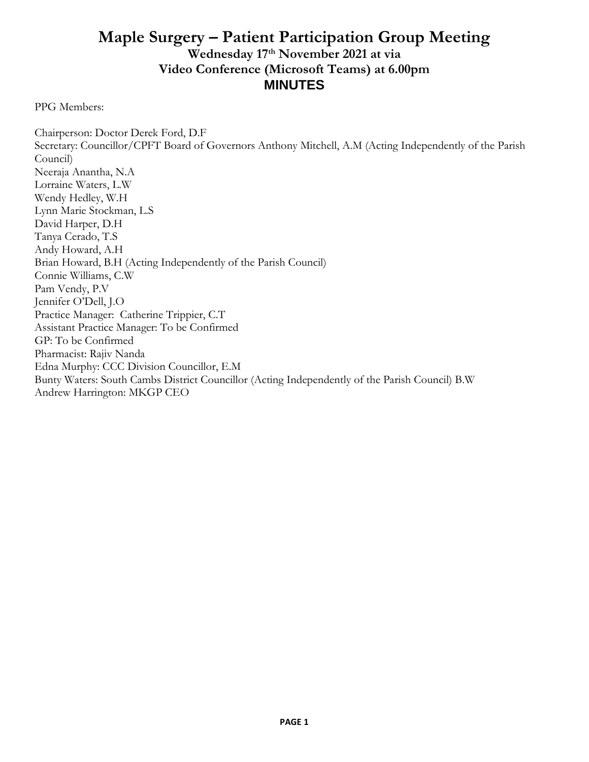# Maple Surgery – Patient Participation Group Meeting

## Wednesday 17th November 2021 at via
## Video Conference (Microsoft Teams) at 6.00pm
## MINUTES

PPG Members:

Chairperson: Doctor Derek Ford, D.F
Secretary: Councillor/CPFT Board of Governors Anthony Mitchell, A.M (Acting Independently of the Parish Council)
Neeraja Anantha, N.A
Lorraine Waters, L.W
Wendy Hedley, W.H
Lynn Marie Stockman, L.S
David Harper, D.H
Tanya Cerado, T.S
Andy Howard, A.H
Brian Howard, B.H (Acting Independently of the Parish Council)
Connie Williams, C.W
Pam Vendy, P.V
Jennifer O'Dell, J.O
Practice Manager: Catherine Trippier, C.T
Assistant Practice Manager: To be Confirmed
GP: To be Confirmed
Pharmacist: Rajiv Nanda
Edna Murphy: CCC Division Councillor, E.M
Bunty Waters: South Cambs District Councillor (Acting Independently of the Parish Council) B.W
Andrew Harrington: MKGP CEO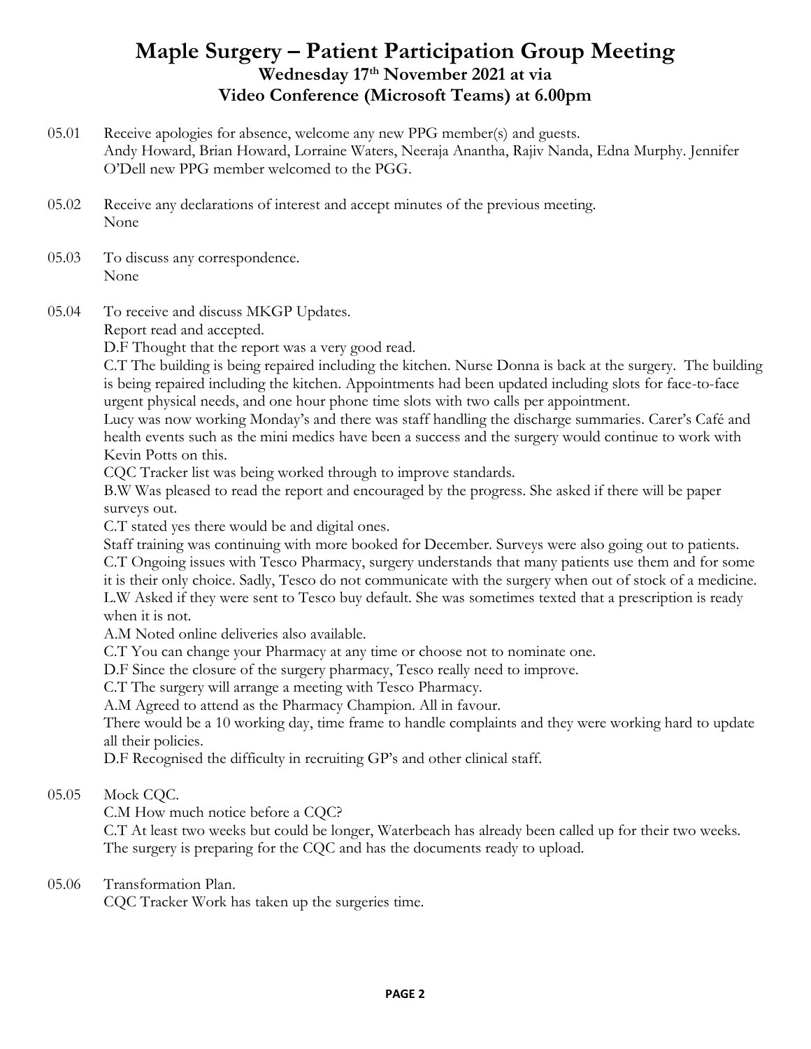# Maple Surgery – Patient Participation Group Meeting

## Wednesday 17th November 2021 at via Video Conference (Microsoft Teams) at 6.00pm

05.01 Receive apologies for absence, welcome any new PPG member(s) and guests.
Andy Howard, Brian Howard, Lorraine Waters, Neeraja Anantha, Rajiv Nanda, Edna Murphy. Jennifer O'Dell new PPG member welcomed to the PGG.

05.02 Receive any declarations of interest and accept minutes of the previous meeting.
None

05.03 To discuss any correspondence.
None

05.04 To receive and discuss MKGP Updates.
Report read and accepted.
D.F Thought that the report was a very good read.
C.T The building is being repaired including the kitchen. Nurse Donna is back at the surgery. The building is being repaired including the kitchen. Appointments had been updated including slots for face-to-face urgent physical needs, and one hour phone time slots with two calls per appointment.
Lucy was now working Monday's and there was staff handling the discharge summaries. Carer's Café and health events such as the mini medics have been a success and the surgery would continue to work with Kevin Potts on this.
CQC Tracker list was being worked through to improve standards.
B.W Was pleased to read the report and encouraged by the progress. She asked if there will be paper surveys out.
C.T stated yes there would be and digital ones.
Staff training was continuing with more booked for December. Surveys were also going out to patients.
C.T Ongoing issues with Tesco Pharmacy, surgery understands that many patients use them and for some it is their only choice. Sadly, Tesco do not communicate with the surgery when out of stock of a medicine.
L.W Asked if they were sent to Tesco buy default. She was sometimes texted that a prescription is ready when it is not.
A.M Noted online deliveries also available.
C.T You can change your Pharmacy at any time or choose not to nominate one.
D.F Since the closure of the surgery pharmacy, Tesco really need to improve.
C.T The surgery will arrange a meeting with Tesco Pharmacy.
A.M Agreed to attend as the Pharmacy Champion. All in favour.
There would be a 10 working day, time frame to handle complaints and they were working hard to update all their policies.
D.F Recognised the difficulty in recruiting GP's and other clinical staff.

05.05 Mock CQC.
C.M How much notice before a CQC?
C.T At least two weeks but could be longer, Waterbeach has already been called up for their two weeks. The surgery is preparing for the CQC and has the documents ready to upload.

05.06 Transformation Plan.
CQC Tracker Work has taken up the surgeries time.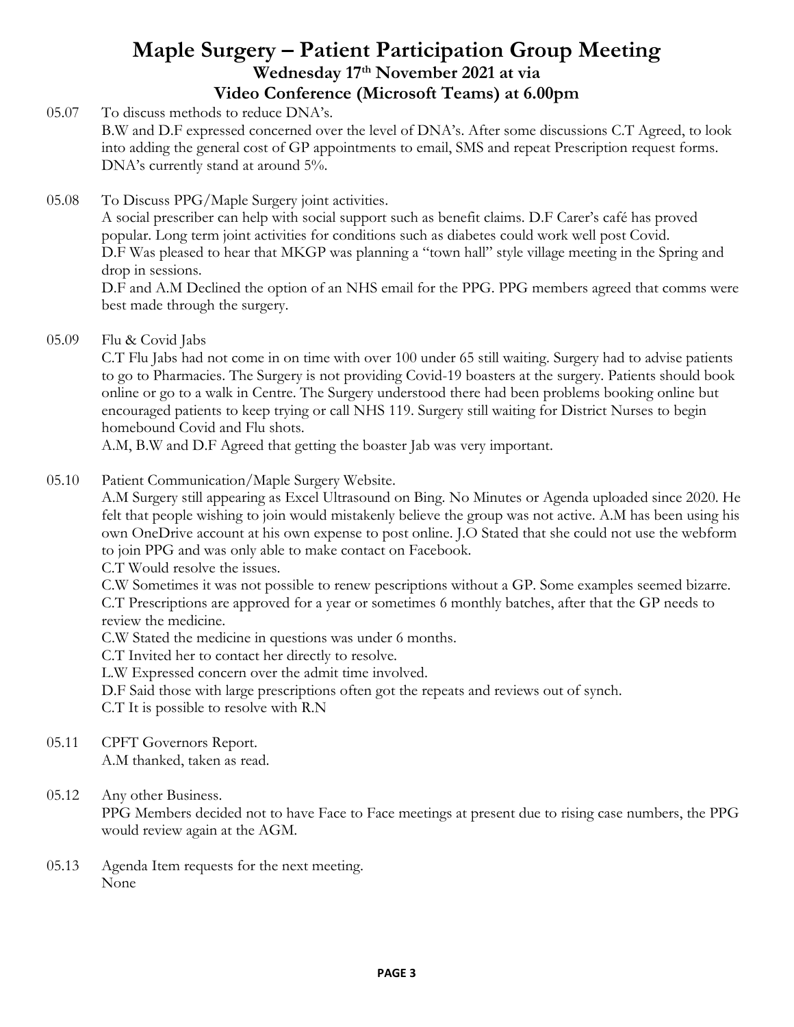# Maple Surgery – Patient Participation Group Meeting

## Wednesday 17th November 2021 at via

## Video Conference (Microsoft Teams) at 6.00pm

05.07 To discuss methods to reduce DNA's.

B.W and D.F expressed concerned over the level of DNA's. After some discussions C.T Agreed, to look into adding the general cost of GP appointments to email, SMS and repeat Prescription request forms. DNA's currently stand at around 5%.

05.08 To Discuss PPG/Maple Surgery joint activities.

A social prescriber can help with social support such as benefit claims. D.F Carer's café has proved popular. Long term joint activities for conditions such as diabetes could work well post Covid.

D.F Was pleased to hear that MKGP was planning a "town hall" style village meeting in the Spring and drop in sessions.

D.F and A.M Declined the option of an NHS email for the PPG. PPG members agreed that comms were best made through the surgery.

05.09 Flu & Covid Jabs

C.T Flu Jabs had not come in on time with over 100 under 65 still waiting. Surgery had to advise patients to go to Pharmacies. The Surgery is not providing Covid-19 boasters at the surgery. Patients should book online or go to a walk in Centre. The Surgery understood there had been problems booking online but encouraged patients to keep trying or call NHS 119. Surgery still waiting for District Nurses to begin homebound Covid and Flu shots.

A.M, B.W and D.F Agreed that getting the boaster Jab was very important.

05.10 Patient Communication/Maple Surgery Website.

A.M Surgery still appearing as Excel Ultrasound on Bing. No Minutes or Agenda uploaded since 2020. He felt that people wishing to join would mistakenly believe the group was not active. A.M has been using his own OneDrive account at his own expense to post online. J.O Stated that she could not use the webform to join PPG and was only able to make contact on Facebook.

C.T Would resolve the issues.

C.W Sometimes it was not possible to renew pescriptions without a GP. Some examples seemed bizarre.

C.T Prescriptions are approved for a year or sometimes 6 monthly batches, after that the GP needs to review the medicine.

C.W Stated the medicine in questions was under 6 months.

C.T Invited her to contact her directly to resolve.

L.W Expressed concern over the admit time involved.

D.F Said those with large prescriptions often got the repeats and reviews out of synch.

C.T It is possible to resolve with R.N

05.11 CPFT Governors Report.

A.M thanked, taken as read.

05.12 Any other Business.

PPG Members decided not to have Face to Face meetings at present due to rising case numbers, the PPG would review again at the AGM.

05.13 Agenda Item requests for the next meeting.

None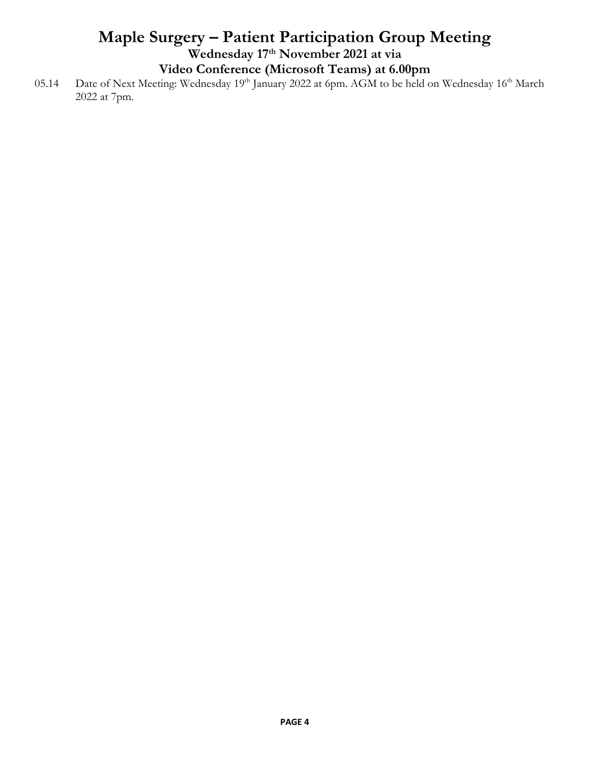# Maple Surgery – Patient Participation Group Meeting

**Wednesday 17th November 2021 at via**

**Video Conference (Microsoft Teams) at 6.00pm**

05.14 Date of Next Meeting: Wednesday 19th January 2022 at 6pm. AGM to be held on Wednesday 16th March 2022 at 7pm.